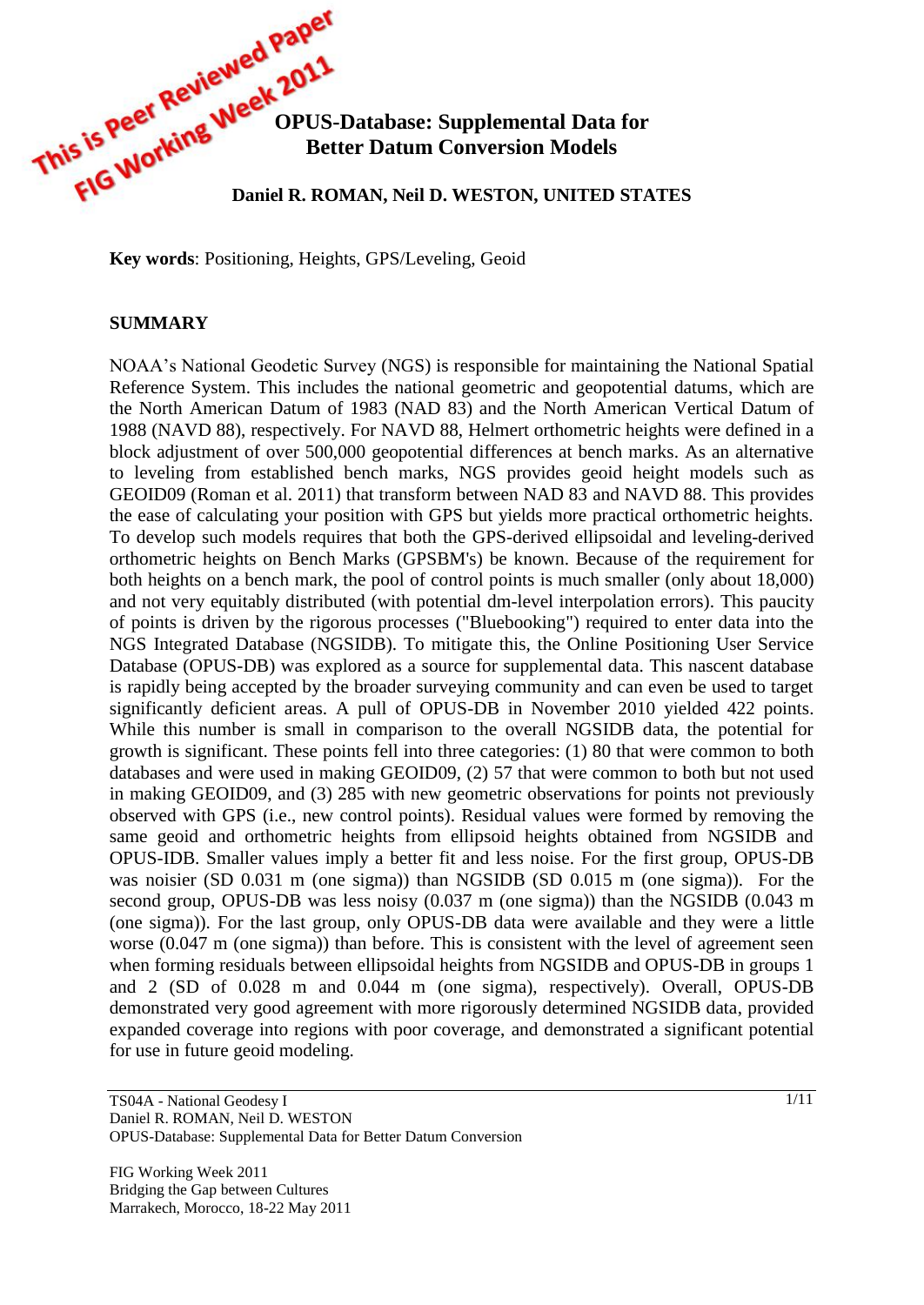# OPUS-Database: Supplemental Data for Better Datum Conversion Models

**Daniel R. ROMAN, Neil D. WESTON, UNITED STATES**

**Key words**: Positioning, Heights, GPS/Leveling, Geoid

## SUMMARY

NOAA's National Geodetic Survey (NGS) is responsible for maintaining the National Spatial Reference System. This includes the national geometric and geopotential datums, which are the North American Datum of 1983 (NAD 83) and the North American Vertical Datum of 1988 (NAVD 88), respectively. For NAVD 88, Helmert orthometric heights were defined in a block adjustment of over 500,000 geopotential differences at bench marks. As an alternative to leveling from established bench marks, NGS provides geoid height models such as GEOID09 (Roman et al. 2011) that transform between NAD 83 and NAVD 88. This provides the ease of calculating your position with GPS but yields more practical orthometric heights. To develop such models requires that both the GPS-derived ellipsoidal and leveling-derived orthometric heights on Bench Marks (GPSBM's) be known. Because of the requirement for both heights on a bench mark, the pool of control points is much smaller (only about 18,000) and not very equitably distributed (with potential dm-level interpolation errors). This paucity of points is driven by the rigorous processes ("Bluebooking") required to enter data into the NGS Integrated Database (NGSIDB). To mitigate this, the Online Positioning User Service Database (OPUS-DB) was explored as a source for supplemental data. This nascent database is rapidly being accepted by the broader surveying community and can even be used to target significantly deficient areas. A pull of OPUS-DB in November 2010 yielded 422 points. While this number is small in comparison to the overall NGSIDB data, the potential for growth is significant. These points fell into three categories: (1) 80 that were common to both databases and were used in making GEOID09, (2) 57 that were common to both but not used in making GEOID09, and (3) 285 with new geometric observations for points not previously observed with GPS (i.e., new control points). Residual values were formed by removing the same geoid and orthometric heights from ellipsoid heights obtained from NGSIDB and OPUS-IDB. Smaller values imply a better fit and less noise. For the first group, OPUS-DB was noisier (SD 0.031 m (one sigma)) than NGSIDB (SD 0.015 m (one sigma)). For the second group, OPUS-DB was less noisy (0.037 m (one sigma)) than the NGSIDB (0.043 m (one sigma)). For the last group, only OPUS-DB data were available and they were a little worse (0.047 m (one sigma)) than before. This is consistent with the level of agreement seen when forming residuals between ellipsoidal heights from NGSIDB and OPUS-DB in groups 1 and 2 (SD of 0.028 m and 0.044 m (one sigma), respectively). Overall, OPUS-DB demonstrated very good agreement with more rigorously determined NGSIDB data, provided expanded coverage into regions with poor coverage, and demonstrated a significant potential for use in future geoid modeling.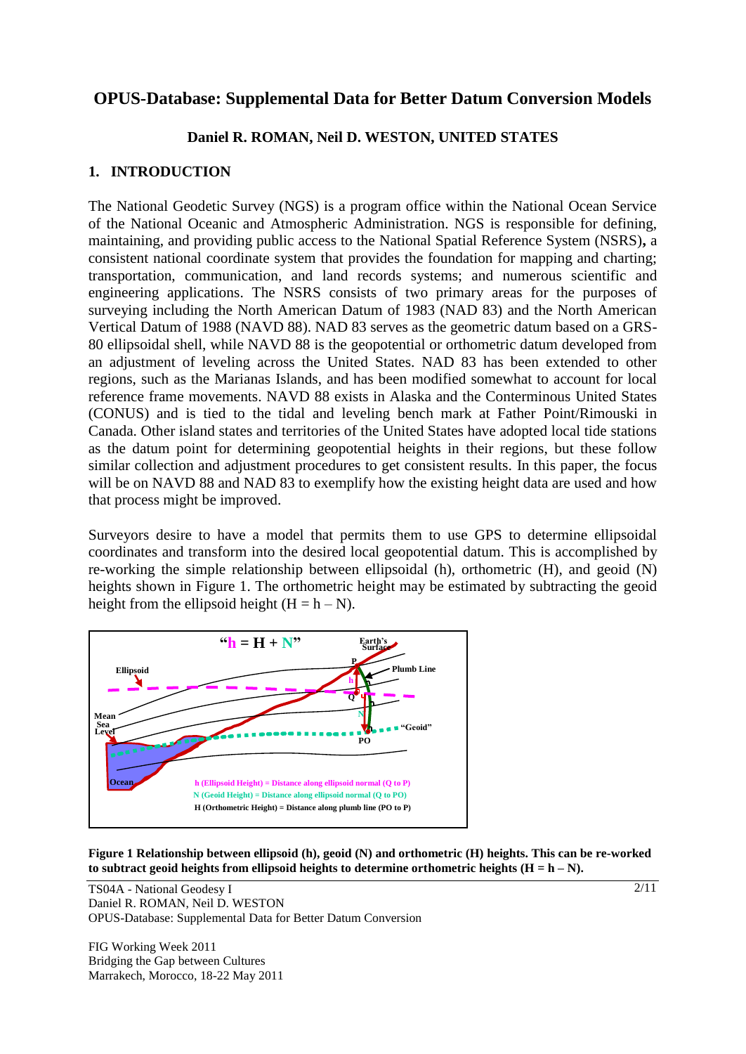# OPUS-Database: Supplemental Data for Better Datum Conversion Models

**Daniel R. ROMAN, Neil D. WESTON, UNITED STATES**

## 1. INTRODUCTION

The National Geodetic Survey (NGS) is a program office within the National Ocean Service of the National Oceanic and Atmospheric Administration. NGS is responsible for defining, maintaining, and providing public access to the National Spatial Reference System (NSRS)**,** a consistent national coordinate system that provides the foundation for mapping and charting; transportation, communication, and land records systems; and numerous scientific and engineering applications. The NSRS consists of two primary areas for the purposes of surveying including the North American Datum of 1983 (NAD 83) and the North American Vertical Datum of 1988 (NAVD 88). NAD 83 serves as the geometric datum based on a GRS-80 ellipsoidal shell, while NAVD 88 is the geopotential or orthometric datum developed from an adjustment of leveling across the United States. NAD 83 has been extended to other regions, such as the Marianas Islands, and has been modified somewhat to account for local reference frame movements. NAVD 88 exists in Alaska and the Conterminous United States (CONUS) and is tied to the tidal and leveling bench mark at Father Point/Rimouski in Canada. Other island states and territories of the United States have adopted local tide stations as the datum point for determining geopotential heights in their regions, but these follow similar collection and adjustment procedures to get consistent results. In this paper, the focus will be on NAVD 88 and NAD 83 to exemplify how the existing height data are used and how that process might be improved.

Surveyors desire to have a model that permits them to use GPS to determine ellipsoidal coordinates and transform into the desired local geopotential datum. This is accomplished by re-working the simple relationship between ellipsoidal (h), orthometric (H), and geoid (N) heights shown in Figure 1. The orthometric height may be estimated by subtracting the geoid height from the ellipsoid height ($H = h - N$).

**Figure 1 Relationship between ellipsoid (h), geoid (N) and orthometric (H) heights. This can be re-worked to subtract geoid heights from ellipsoid heights to determine orthometric heights ($H = h - N$).**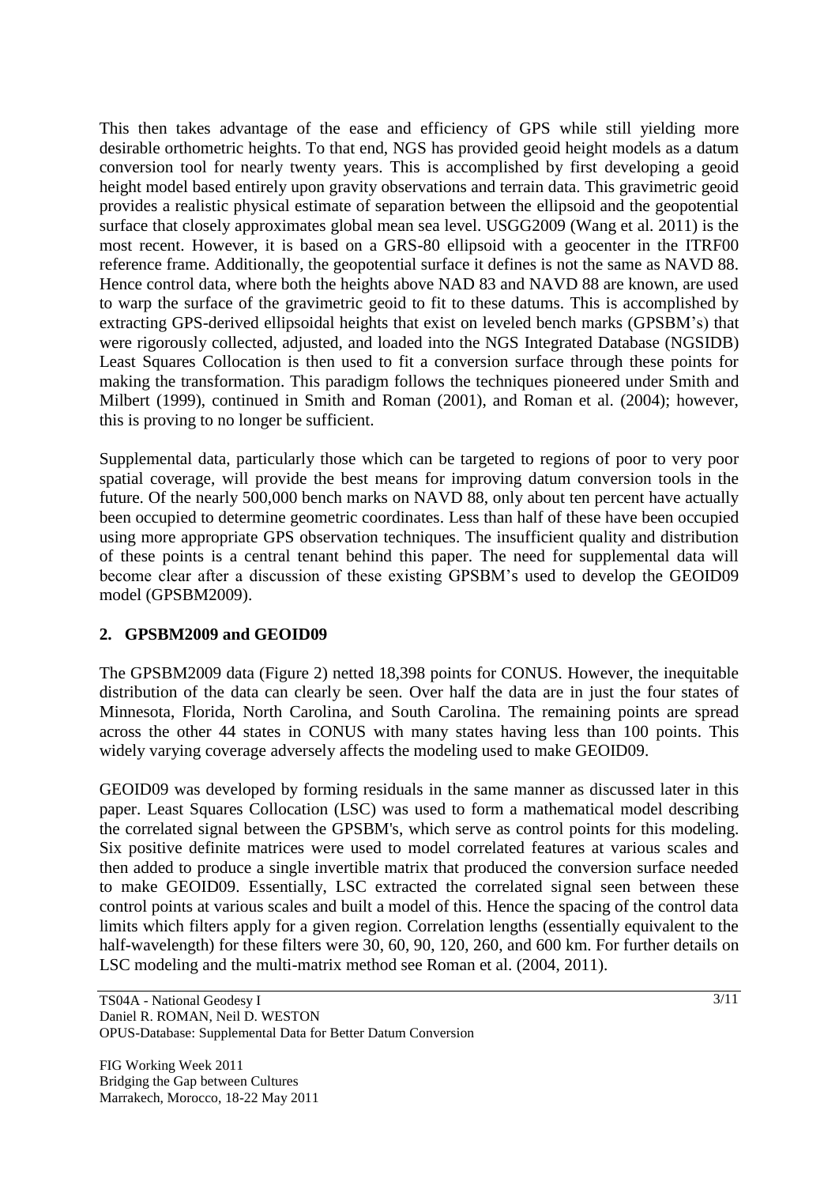This then takes advantage of the ease and efficiency of GPS while still yielding more desirable orthometric heights. To that end, NGS has provided geoid height models as a datum conversion tool for nearly twenty years. This is accomplished by first developing a geoid height model based entirely upon gravity observations and terrain data. This gravimetric geoid provides a realistic physical estimate of separation between the ellipsoid and the geopotential surface that closely approximates global mean sea level. USGG2009 (Wang et al. 2011) is the most recent. However, it is based on a GRS-80 ellipsoid with a geocenter in the ITRF00 reference frame. Additionally, the geopotential surface it defines is not the same as NAVD 88. Hence control data, where both the heights above NAD 83 and NAVD 88 are known, are used to warp the surface of the gravimetric geoid to fit to these datums. This is accomplished by extracting GPS-derived ellipsoidal heights that exist on leveled bench marks (GPSBM's) that were rigorously collected, adjusted, and loaded into the NGS Integrated Database (NGSIDB) Least Squares Collocation is then used to fit a conversion surface through these points for making the transformation. This paradigm follows the techniques pioneered under Smith and Milbert (1999), continued in Smith and Roman (2001), and Roman et al. (2004); however, this is proving to no longer be sufficient.

Supplemental data, particularly those which can be targeted to regions of poor to very poor spatial coverage, will provide the best means for improving datum conversion tools in the future. Of the nearly 500,000 bench marks on NAVD 88, only about ten percent have actually been occupied to determine geometric coordinates. Less than half of these have been occupied using more appropriate GPS observation techniques. The insufficient quality and distribution of these points is a central tenant behind this paper. The need for supplemental data will become clear after a discussion of these existing GPSBM's used to develop the GEOID09 model (GPSBM2009).

## 2. GPSBM2009 and GEOID09

The GPSBM2009 data (Figure 2) netted 18,398 points for CONUS. However, the inequitable distribution of the data can clearly be seen. Over half the data are in just the four states of Minnesota, Florida, North Carolina, and South Carolina. The remaining points are spread across the other 44 states in CONUS with many states having less than 100 points. This widely varying coverage adversely affects the modeling used to make GEOID09.

GEOID09 was developed by forming residuals in the same manner as discussed later in this paper. Least Squares Collocation (LSC) was used to form a mathematical model describing the correlated signal between the GPSBM's, which serve as control points for this modeling. Six positive definite matrices were used to model correlated features at various scales and then added to produce a single invertible matrix that produced the conversion surface needed to make GEOID09. Essentially, LSC extracted the correlated signal seen between these control points at various scales and built a model of this. Hence the spacing of the control data limits which filters apply for a given region. Correlation lengths (essentially equivalent to the half-wavelength) for these filters were 30, 60, 90, 120, 260, and 600 km. For further details on LSC modeling and the multi-matrix method see Roman et al. (2004, 2011).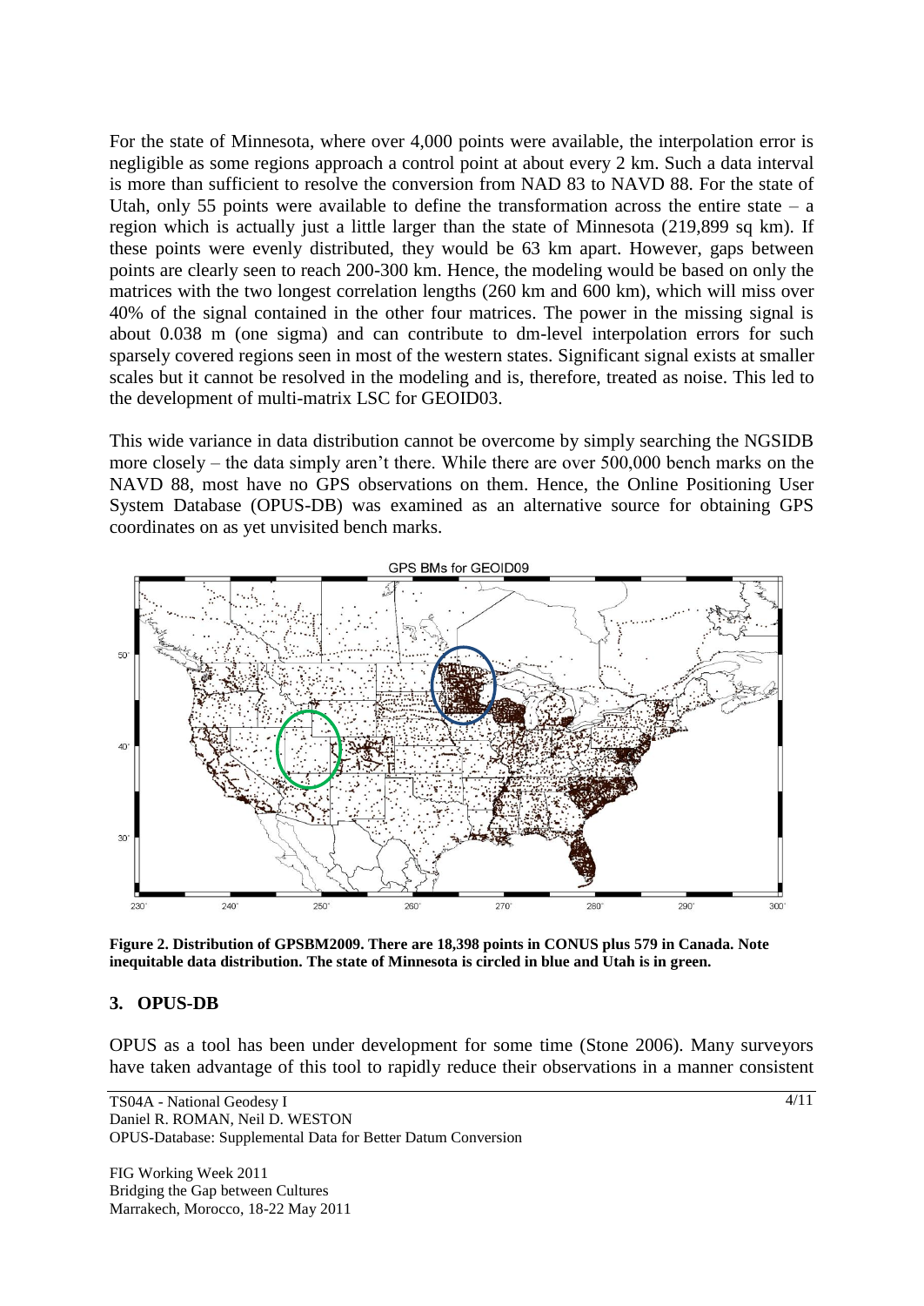For the state of Minnesota, where over 4,000 points were available, the interpolation error is negligible as some regions approach a control point at about every 2 km. Such a data interval is more than sufficient to resolve the conversion from NAD 83 to NAVD 88. For the state of Utah, only 55 points were available to define the transformation across the entire state – a region which is actually just a little larger than the state of Minnesota (219,899 sq km). If these points were evenly distributed, they would be 63 km apart. However, gaps between points are clearly seen to reach 200-300 km. Hence, the modeling would be based on only the matrices with the two longest correlation lengths (260 km and 600 km), which will miss over 40% of the signal contained in the other four matrices. The power in the missing signal is about 0.038 m (one sigma) and can contribute to dm-level interpolation errors for such sparsely covered regions seen in most of the western states. Significant signal exists at smaller scales but it cannot be resolved in the modeling and is, therefore, treated as noise. This led to the development of multi-matrix LSC for GEOID03.

This wide variance in data distribution cannot be overcome by simply searching the NGSIDB more closely – the data simply aren't there. While there are over 500,000 bench marks on the NAVD 88, most have no GPS observations on them. Hence, the Online Positioning User System Database (OPUS-DB) was examined as an alternative source for obtaining GPS coordinates on as yet unvisited bench marks.

**Figure 2. Distribution of GPSBM2009. There are 18,398 points in CONUS plus 579 in Canada. Note inequitable data distribution. The state of Minnesota is circled in blue and Utah is in green.**

## 3. OPUS-DB

OPUS as a tool has been under development for some time (Stone 2006). Many surveyors have taken advantage of this tool to rapidly reduce their observations in a manner consistent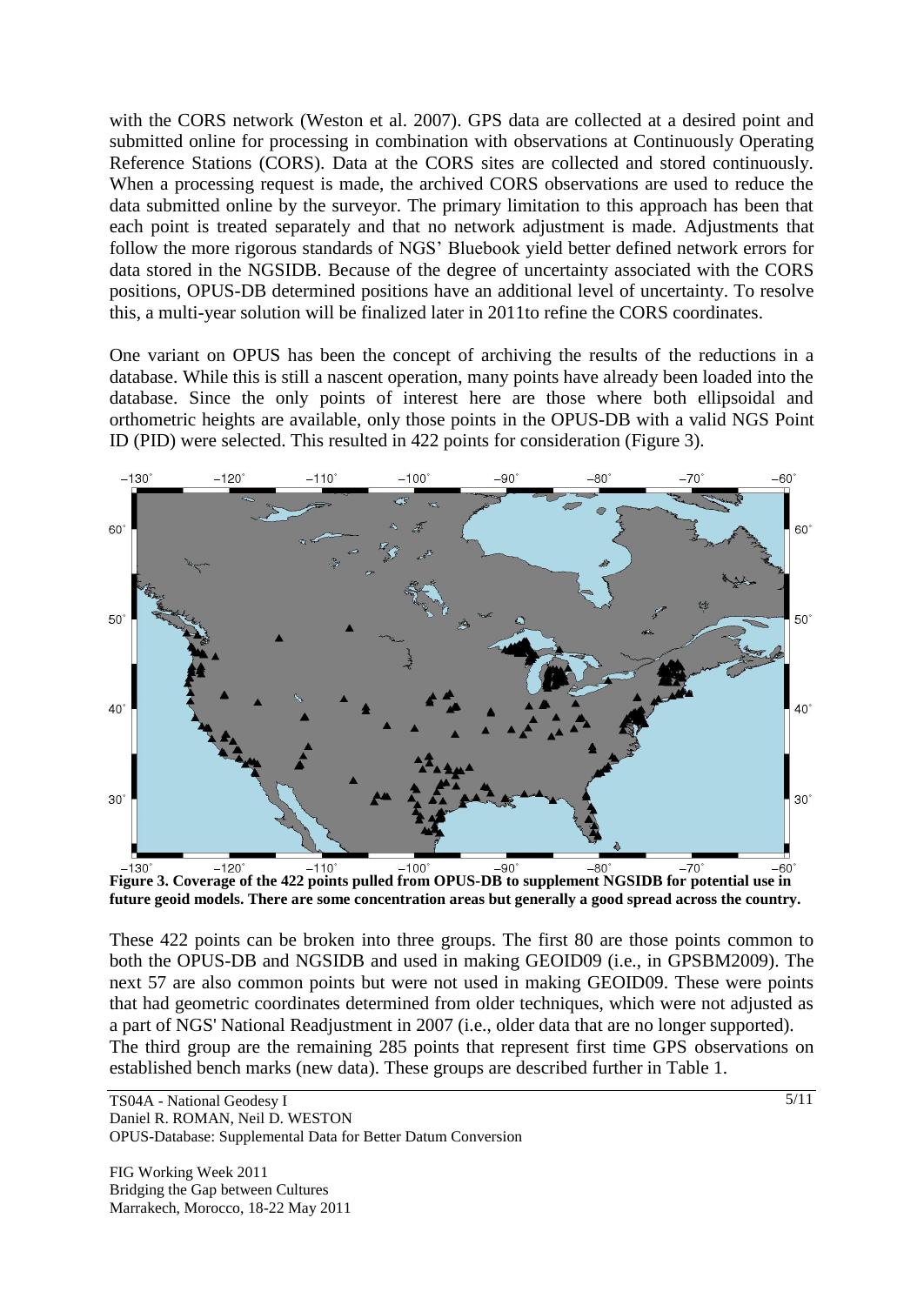with the CORS network (Weston et al. 2007). GPS data are collected at a desired point and submitted online for processing in combination with observations at Continuously Operating Reference Stations (CORS). Data at the CORS sites are collected and stored continuously. When a processing request is made, the archived CORS observations are used to reduce the data submitted online by the surveyor. The primary limitation to this approach has been that each point is treated separately and that no network adjustment is made. Adjustments that follow the more rigorous standards of NGS' Bluebook yield better defined network errors for data stored in the NGSIDB. Because of the degree of uncertainty associated with the CORS positions, OPUS-DB determined positions have an additional level of uncertainty. To resolve this, a multi-year solution will be finalized later in 2011to refine the CORS coordinates.

One variant on OPUS has been the concept of archiving the results of the reductions in a database. While this is still a nascent operation, many points have already been loaded into the database. Since the only points of interest here are those where both ellipsoidal and orthometric heights are available, only those points in the OPUS-DB with a valid NGS Point ID (PID) were selected. This resulted in 422 points for consideration (Figure 3).

**Figure 3. Coverage of the 422 points pulled from OPUS-DB to supplement NGSIDB for potential use in future geoid models. There are some concentration areas but generally a good spread across the country.**

These 422 points can be broken into three groups. The first 80 are those points common to both the OPUS-DB and NGSIDB and used in making GEOID09 (i.e., in GPSBM2009). The next 57 are also common points but were not used in making GEOID09. These were points that had geometric coordinates determined from older techniques, which were not adjusted as a part of NGS' National Readjustment in 2007 (i.e., older data that are no longer supported). The third group are the remaining 285 points that represent first time GPS observations on established bench marks (new data). These groups are described further in Table 1.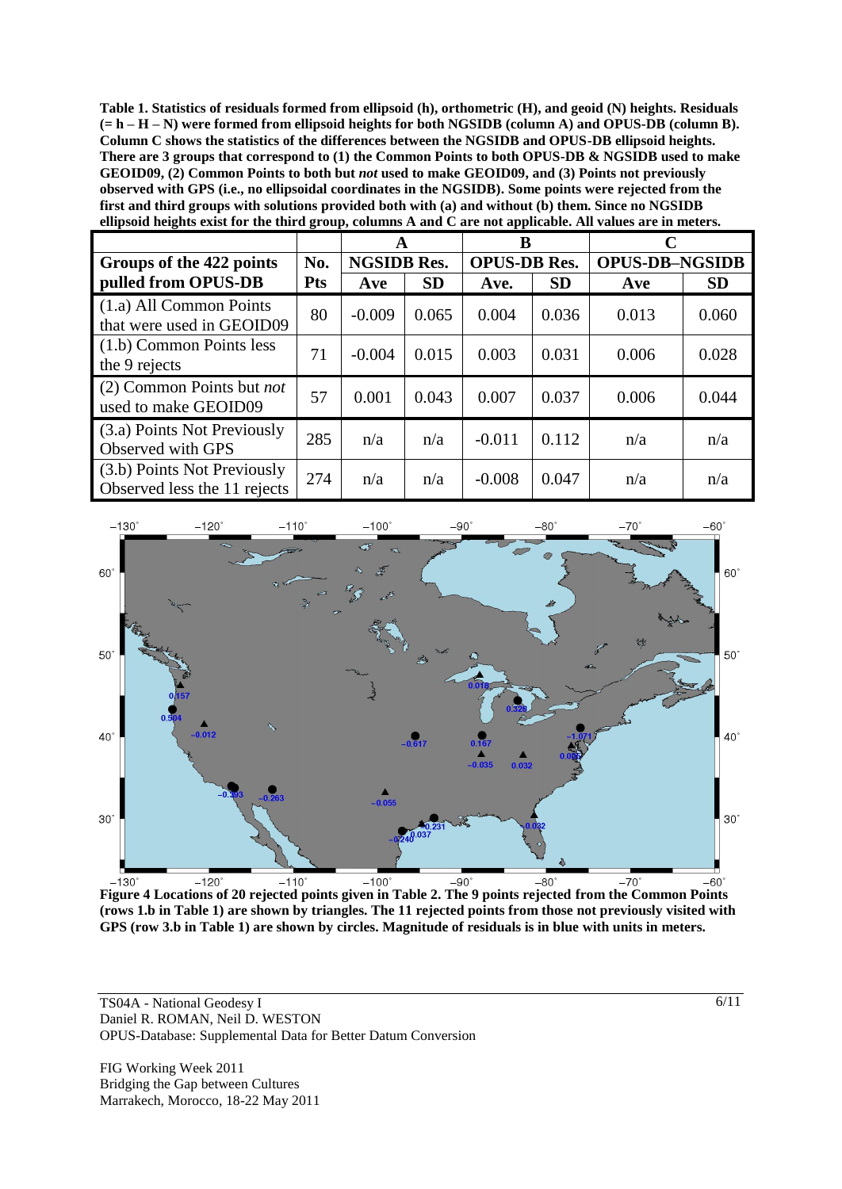**Table 1. Statistics of residuals formed from ellipsoid (h), orthometric (H), and geoid (N) heights. Residuals (= h – H – N) were formed from ellipsoid heights for both NGSIDB (column A) and OPUS-DB (column B). Column C shows the statistics of the differences between the NGSIDB and OPUS-DB ellipsoid heights. There are 3 groups that correspond to (1) the Common Points to both OPUS-DB & NGSIDB used to make GEOID09, (2) Common Points to both but *not* used to make GEOID09, and (3) Points not previously observed with GPS (i.e., no ellipsoidal coordinates in the NGSIDB). Some points were rejected from the first and third groups with solutions provided both with (a) and without (b) them. Since no NGSIDB ellipsoid heights exist for the third group, columns A and C are not applicable. All values are in meters.**

| | | A | | B | | C | |
|---|---|---|---|---|---|---|---|
| **Groups of the 422 points pulled from OPUS-DB** | **No. Pts** | **NGSIDB Res.** | | **OPUS-DB Res.** | | **OPUS-DB–NGSIDB** | |
| | | **Ave** | **SD** | **Ave.** | **SD** | **Ave** | **SD** |
| (1.a) All Common Points that were used in GEOID09 | 80 | -0.009 | 0.065 | 0.004 | 0.036 | 0.013 | 0.060 |
| (1.b) Common Points less the 9 rejects | 71 | -0.004 | 0.015 | 0.003 | 0.031 | 0.006 | 0.028 |
| (2) Common Points but *not* used to make GEOID09 | 57 | 0.001 | 0.043 | 0.007 | 0.037 | 0.006 | 0.044 |
| (3.a) Points Not Previously Observed with GPS | 285 | n/a | n/a | -0.011 | 0.112 | n/a | n/a |
| (3.b) Points Not Previously Observed less the 11 rejects | 274 | n/a | n/a | -0.008 | 0.047 | n/a | n/a |

**Figure 4 Locations of 20 rejected points given in Table 2. The 9 points rejected from the Common Points (rows 1.b in Table 1) are shown by triangles. The 11 rejected points from those not previously visited with GPS (row 3.b in Table 1) are shown by circles. Magnitude of residuals is in blue with units in meters.**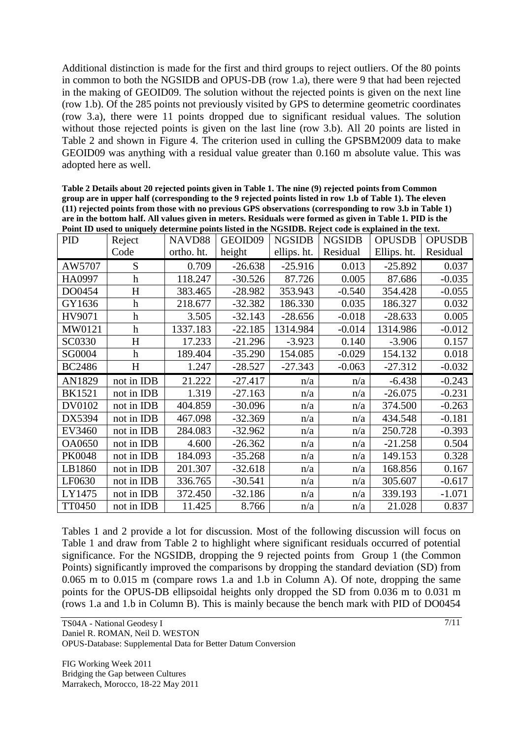Additional distinction is made for the first and third groups to reject outliers. Of the 80 points in common to both the NGSIDB and OPUS-DB (row 1.a), there were 9 that had been rejected in the making of GEOID09. The solution without the rejected points is given on the next line (row 1.b). Of the 285 points not previously visited by GPS to determine geometric coordinates (row 3.a), there were 11 points dropped due to significant residual values. The solution without those rejected points is given on the last line (row 3.b). All 20 points are listed in Table 2 and shown in Figure 4. The criterion used in culling the GPSBM2009 data to make GEOID09 was anything with a residual value greater than 0.160 m absolute value. This was adopted here as well.

**Table 2 Details about 20 rejected points given in Table 1. The nine (9) rejected points from Common group are in upper half (corresponding to the 9 rejected points listed in row 1.b of Table 1). The eleven (11) rejected points from those with no previous GPS observations (corresponding to row 3.b in Table 1) are in the bottom half. All values given in meters. Residuals were formed as given in Table 1. PID is the Point ID used to uniquely determine points listed in the NGSIDB. Reject code is explained in the text.**

| PID | Reject Code | NAVD88 ortho. ht. | GEOID09 height | NGSIDB ellips. ht. | NGSIDB Residual | OPUSDB Ellips. ht. | OPUSDB Residual |
|---|---|---|---|---|---|---|---|
| AW5707 | S | 0.709 | -26.638 | -25.916 | 0.013 | -25.892 | 0.037 |
| HA0997 | h | 118.247 | -30.526 | 87.726 | 0.005 | 87.686 | -0.035 |
| DO0454 | H | 383.465 | -28.982 | 353.943 | -0.540 | 354.428 | -0.055 |
| GY1636 | h | 218.677 | -32.382 | 186.330 | 0.035 | 186.327 | 0.032 |
| HV9071 | h | 3.505 | -32.143 | -28.656 | -0.018 | -28.633 | 0.005 |
| MW0121 | h | 1337.183 | -22.185 | 1314.984 | -0.014 | 1314.986 | -0.012 |
| SC0330 | H | 17.233 | -21.296 | -3.923 | 0.140 | -3.906 | 0.157 |
| SG0004 | h | 189.404 | -35.290 | 154.085 | -0.029 | 154.132 | 0.018 |
| BC2486 | H | 1.247 | -28.527 | -27.343 | -0.063 | -27.312 | -0.032 |
| AN1829 | not in IDB | 21.222 | -27.417 | n/a | n/a | -6.438 | -0.243 |
| BK1521 | not in IDB | 1.319 | -27.163 | n/a | n/a | -26.075 | -0.231 |
| DV0102 | not in IDB | 404.859 | -30.096 | n/a | n/a | 374.500 | -0.263 |
| DX5394 | not in IDB | 467.098 | -32.369 | n/a | n/a | 434.548 | -0.181 |
| EV3460 | not in IDB | 284.083 | -32.962 | n/a | n/a | 250.728 | -0.393 |
| OA0650 | not in IDB | 4.600 | -26.362 | n/a | n/a | -21.258 | 0.504 |
| PK0048 | not in IDB | 184.093 | -35.268 | n/a | n/a | 149.153 | 0.328 |
| LB1860 | not in IDB | 201.307 | -32.618 | n/a | n/a | 168.856 | 0.167 |
| LF0630 | not in IDB | 336.765 | -30.541 | n/a | n/a | 305.607 | -0.617 |
| LY1475 | not in IDB | 372.450 | -32.186 | n/a | n/a | 339.193 | -1.071 |
| TT0450 | not in IDB | 11.425 | 8.766 | n/a | n/a | 21.028 | 0.837 |

Tables 1 and 2 provide a lot for discussion. Most of the following discussion will focus on Table 1 and draw from Table 2 to highlight where significant residuals occurred of potential significance. For the NGSIDB, dropping the 9 rejected points from Group 1 (the Common Points) significantly improved the comparisons by dropping the standard deviation (SD) from 0.065 m to 0.015 m (compare rows 1.a and 1.b in Column A). Of note, dropping the same points for the OPUS-DB ellipsoidal heights only dropped the SD from 0.036 m to 0.031 m (rows 1.a and 1.b in Column B). This is mainly because the bench mark with PID of DO0454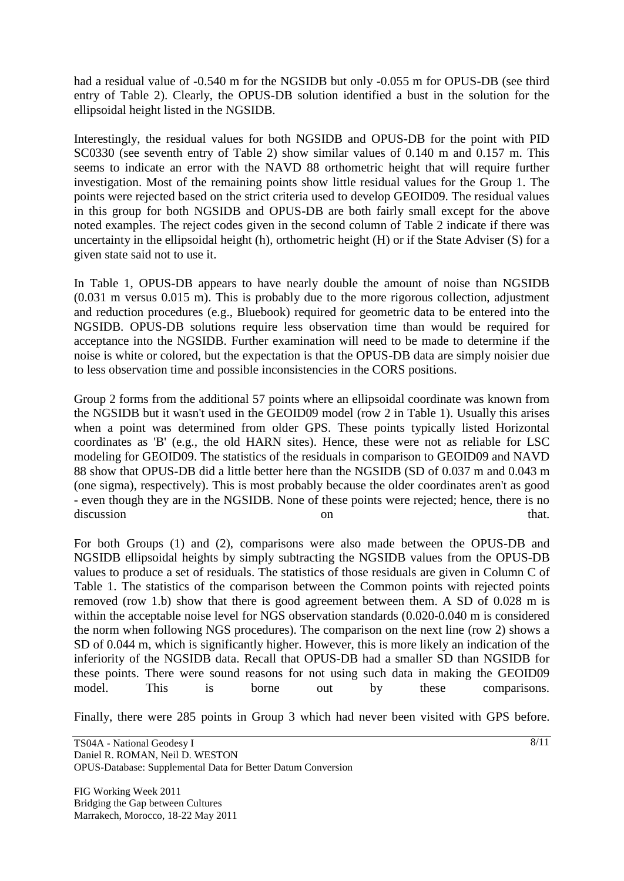had a residual value of -0.540 m for the NGSIDB but only -0.055 m for OPUS-DB (see third entry of Table 2). Clearly, the OPUS-DB solution identified a bust in the solution for the ellipsoidal height listed in the NGSIDB.

Interestingly, the residual values for both NGSIDB and OPUS-DB for the point with PID SC0330 (see seventh entry of Table 2) show similar values of 0.140 m and 0.157 m. This seems to indicate an error with the NAVD 88 orthometric height that will require further investigation. Most of the remaining points show little residual values for the Group 1. The points were rejected based on the strict criteria used to develop GEOID09. The residual values in this group for both NGSIDB and OPUS-DB are both fairly small except for the above noted examples. The reject codes given in the second column of Table 2 indicate if there was uncertainty in the ellipsoidal height (h), orthometric height (H) or if the State Adviser (S) for a given state said not to use it.

In Table 1, OPUS-DB appears to have nearly double the amount of noise than NGSIDB (0.031 m versus 0.015 m). This is probably due to the more rigorous collection, adjustment and reduction procedures (e.g., Bluebook) required for geometric data to be entered into the NGSIDB. OPUS-DB solutions require less observation time than would be required for acceptance into the NGSIDB. Further examination will need to be made to determine if the noise is white or colored, but the expectation is that the OPUS-DB data are simply noisier due to less observation time and possible inconsistencies in the CORS positions.

Group 2 forms from the additional 57 points where an ellipsoidal coordinate was known from the NGSIDB but it wasn't used in the GEOID09 model (row 2 in Table 1). Usually this arises when a point was determined from older GPS. These points typically listed Horizontal coordinates as 'B' (e.g., the old HARN sites). Hence, these were not as reliable for LSC modeling for GEOID09. The statistics of the residuals in comparison to GEOID09 and NAVD 88 show that OPUS-DB did a little better here than the NGSIDB (SD of 0.037 m and 0.043 m (one sigma), respectively). This is most probably because the older coordinates aren't as good - even though they are in the NGSIDB. None of these points were rejected; hence, there is no discussion on that.

For both Groups (1) and (2), comparisons were also made between the OPUS-DB and NGSIDB ellipsoidal heights by simply subtracting the NGSIDB values from the OPUS-DB values to produce a set of residuals. The statistics of those residuals are given in Column C of Table 1. The statistics of the comparison between the Common points with rejected points removed (row 1.b) show that there is good agreement between them. A SD of 0.028 m is within the acceptable noise level for NGS observation standards (0.020-0.040 m is considered the norm when following NGS procedures). The comparison on the next line (row 2) shows a SD of 0.044 m, which is significantly higher. However, this is more likely an indication of the inferiority of the NGSIDB data. Recall that OPUS-DB had a smaller SD than NGSIDB for these points. There were sound reasons for not using such data in making the GEOID09 model. This is borne out by these comparisons.

Finally, there were 285 points in Group 3 which had never been visited with GPS before.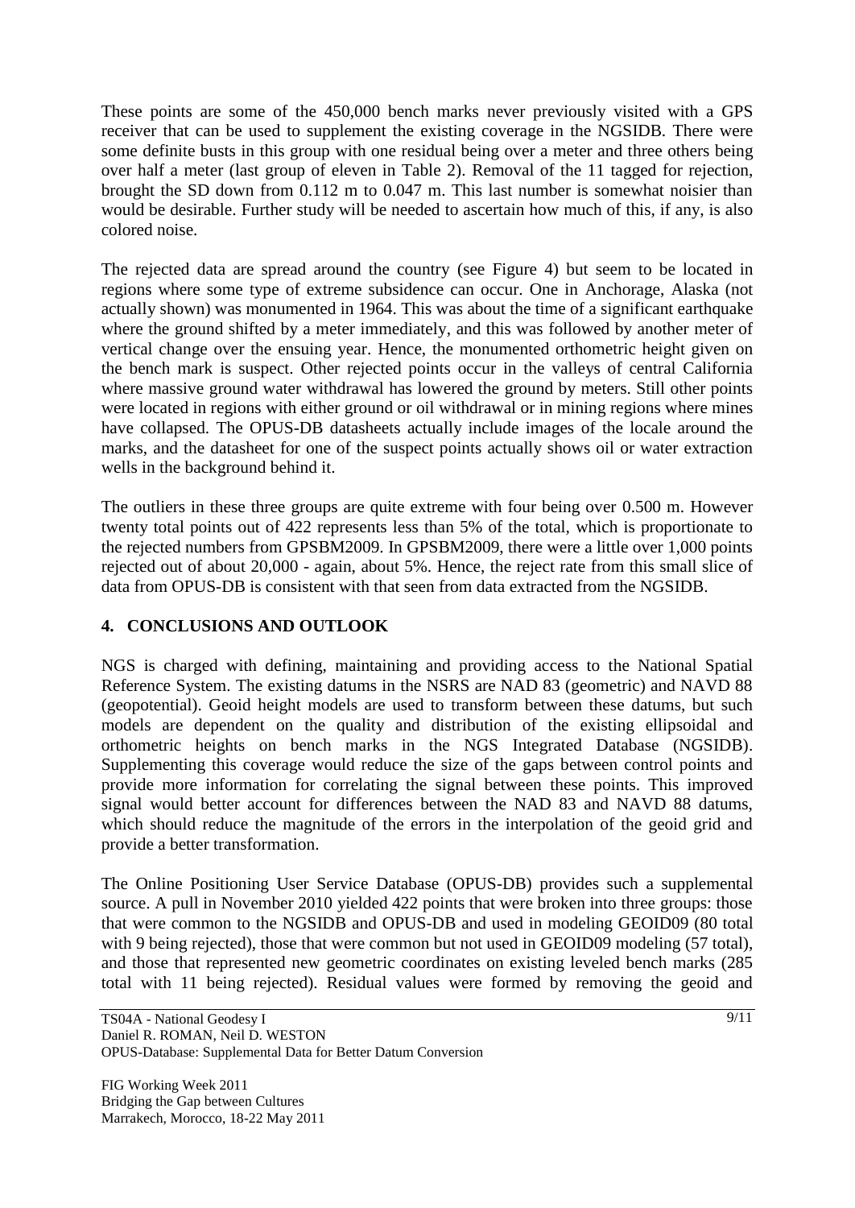These points are some of the 450,000 bench marks never previously visited with a GPS receiver that can be used to supplement the existing coverage in the NGSIDB. There were some definite busts in this group with one residual being over a meter and three others being over half a meter (last group of eleven in Table 2). Removal of the 11 tagged for rejection, brought the SD down from 0.112 m to 0.047 m. This last number is somewhat noisier than would be desirable. Further study will be needed to ascertain how much of this, if any, is also colored noise.

The rejected data are spread around the country (see Figure 4) but seem to be located in regions where some type of extreme subsidence can occur. One in Anchorage, Alaska (not actually shown) was monumented in 1964. This was about the time of a significant earthquake where the ground shifted by a meter immediately, and this was followed by another meter of vertical change over the ensuing year. Hence, the monumented orthometric height given on the bench mark is suspect. Other rejected points occur in the valleys of central California where massive ground water withdrawal has lowered the ground by meters. Still other points were located in regions with either ground or oil withdrawal or in mining regions where mines have collapsed. The OPUS-DB datasheets actually include images of the locale around the marks, and the datasheet for one of the suspect points actually shows oil or water extraction wells in the background behind it.

The outliers in these three groups are quite extreme with four being over 0.500 m. However twenty total points out of 422 represents less than 5% of the total, which is proportionate to the rejected numbers from GPSBM2009. In GPSBM2009, there were a little over 1,000 points rejected out of about 20,000 - again, about 5%. Hence, the reject rate from this small slice of data from OPUS-DB is consistent with that seen from data extracted from the NGSIDB.

## 4. CONCLUSIONS AND OUTLOOK

NGS is charged with defining, maintaining and providing access to the National Spatial Reference System. The existing datums in the NSRS are NAD 83 (geometric) and NAVD 88 (geopotential). Geoid height models are used to transform between these datums, but such models are dependent on the quality and distribution of the existing ellipsoidal and orthometric heights on bench marks in the NGS Integrated Database (NGSIDB). Supplementing this coverage would reduce the size of the gaps between control points and provide more information for correlating the signal between these points. This improved signal would better account for differences between the NAD 83 and NAVD 88 datums, which should reduce the magnitude of the errors in the interpolation of the geoid grid and provide a better transformation.

The Online Positioning User Service Database (OPUS-DB) provides such a supplemental source. A pull in November 2010 yielded 422 points that were broken into three groups: those that were common to the NGSIDB and OPUS-DB and used in modeling GEOID09 (80 total with 9 being rejected), those that were common but not used in GEOID09 modeling (57 total), and those that represented new geometric coordinates on existing leveled bench marks (285 total with 11 being rejected). Residual values were formed by removing the geoid and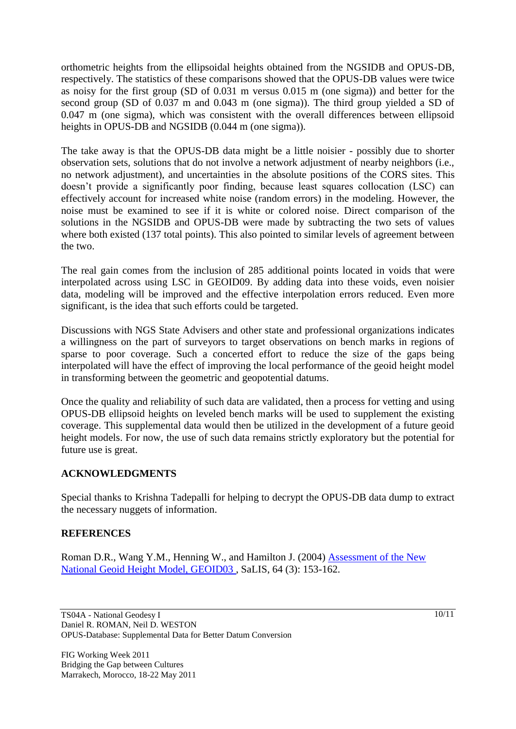orthometric heights from the ellipsoidal heights obtained from the NGSIDB and OPUS-DB, respectively. The statistics of these comparisons showed that the OPUS-DB values were twice as noisy for the first group (SD of 0.031 m versus 0.015 m (one sigma)) and better for the second group (SD of 0.037 m and 0.043 m (one sigma)). The third group yielded a SD of 0.047 m (one sigma), which was consistent with the overall differences between ellipsoid heights in OPUS-DB and NGSIDB (0.044 m (one sigma)).

The take away is that the OPUS-DB data might be a little noisier - possibly due to shorter observation sets, solutions that do not involve a network adjustment of nearby neighbors (i.e., no network adjustment), and uncertainties in the absolute positions of the CORS sites. This doesn't provide a significantly poor finding, because least squares collocation (LSC) can effectively account for increased white noise (random errors) in the modeling. However, the noise must be examined to see if it is white or colored noise. Direct comparison of the solutions in the NGSIDB and OPUS-DB were made by subtracting the two sets of values where both existed (137 total points). This also pointed to similar levels of agreement between the two.

The real gain comes from the inclusion of 285 additional points located in voids that were interpolated across using LSC in GEOID09. By adding data into these voids, even noisier data, modeling will be improved and the effective interpolation errors reduced. Even more significant, is the idea that such efforts could be targeted.

Discussions with NGS State Advisers and other state and professional organizations indicates a willingness on the part of surveyors to target observations on bench marks in regions of sparse to poor coverage. Such a concerted effort to reduce the size of the gaps being interpolated will have the effect of improving the local performance of the geoid height model in transforming between the geometric and geopotential datums.

Once the quality and reliability of such data are validated, then a process for vetting and using OPUS-DB ellipsoid heights on leveled bench marks will be used to supplement the existing coverage. This supplemental data would then be utilized in the development of a future geoid height models. For now, the use of such data remains strictly exploratory but the potential for future use is great.

## ACKNOWLEDGMENTS

Special thanks to Krishna Tadepalli for helping to decrypt the OPUS-DB data dump to extract the necessary nuggets of information.

## REFERENCES

Roman D.R., Wang Y.M., Henning W., and Hamilton J. (2004) Assessment of the New National Geoid Height Model, GEOID03 , SaLIS, 64 (3): 153-162.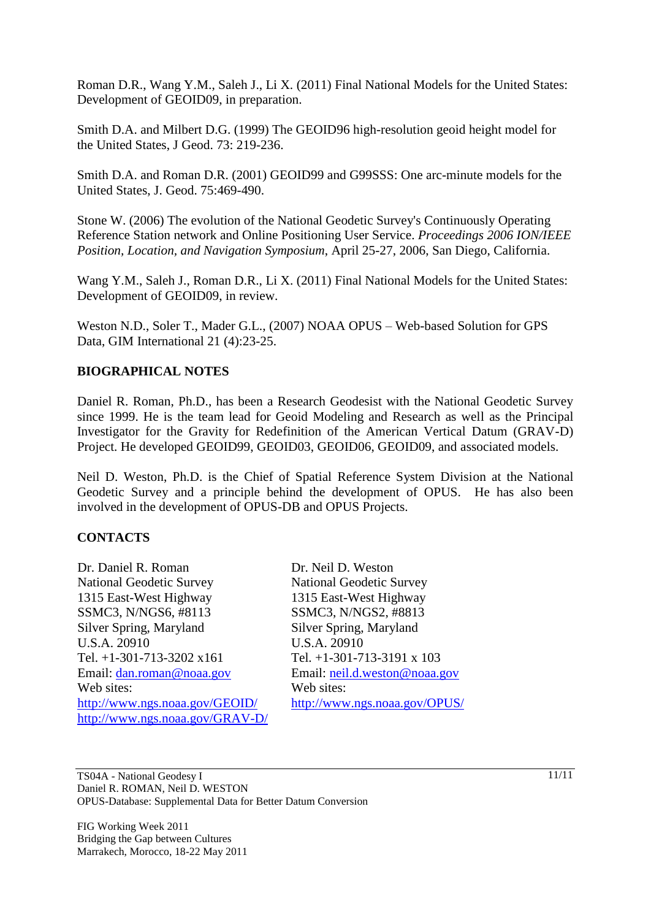Roman D.R., Wang Y.M., Saleh J., Li X. (2011) Final National Models for the United States: Development of GEOID09, in preparation.

Smith D.A. and Milbert D.G. (1999) The GEOID96 high-resolution geoid height model for the United States, J Geod. 73: 219-236.

Smith D.A. and Roman D.R. (2001) GEOID99 and G99SSS: One arc-minute models for the United States, J. Geod. 75:469-490.

Stone W. (2006) The evolution of the National Geodetic Survey's Continuously Operating Reference Station network and Online Positioning User Service. *Proceedings 2006 ION/IEEE Position, Location, and Navigation Symposium*, April 25-27, 2006, San Diego, California.

Wang Y.M., Saleh J., Roman D.R., Li X. (2011) Final National Models for the United States: Development of GEOID09, in review.

Weston N.D., Soler T., Mader G.L., (2007) NOAA OPUS – Web-based Solution for GPS Data, GIM International 21 (4):23-25.

## BIOGRAPHICAL NOTES

Daniel R. Roman, Ph.D., has been a Research Geodesist with the National Geodetic Survey since 1999. He is the team lead for Geoid Modeling and Research as well as the Principal Investigator for the Gravity for Redefinition of the American Vertical Datum (GRAV-D) Project. He developed GEOID99, GEOID03, GEOID06, GEOID09, and associated models.

Neil D. Weston, Ph.D. is the Chief of Spatial Reference System Division at the National Geodetic Survey and a principle behind the development of OPUS. He has also been involved in the development of OPUS-DB and OPUS Projects.

## CONTACTS

Dr. Daniel R. Roman
National Geodetic Survey
1315 East-West Highway
SSMC3, N/NGS6, #8113
Silver Spring, Maryland
U.S.A. 20910
Tel. +1-301-713-3202 x161
Email: dan.roman@noaa.gov
Web sites:
http://www.ngs.noaa.gov/GEOID/
http://www.ngs.noaa.gov/GRAV-D/

Dr. Neil D. Weston
National Geodetic Survey
1315 East-West Highway
SSMC3, N/NGS2, #8813
Silver Spring, Maryland
U.S.A. 20910
Tel. +1-301-713-3191 x 103
Email: neil.d.weston@noaa.gov
Web sites:
http://www.ngs.noaa.gov/OPUS/